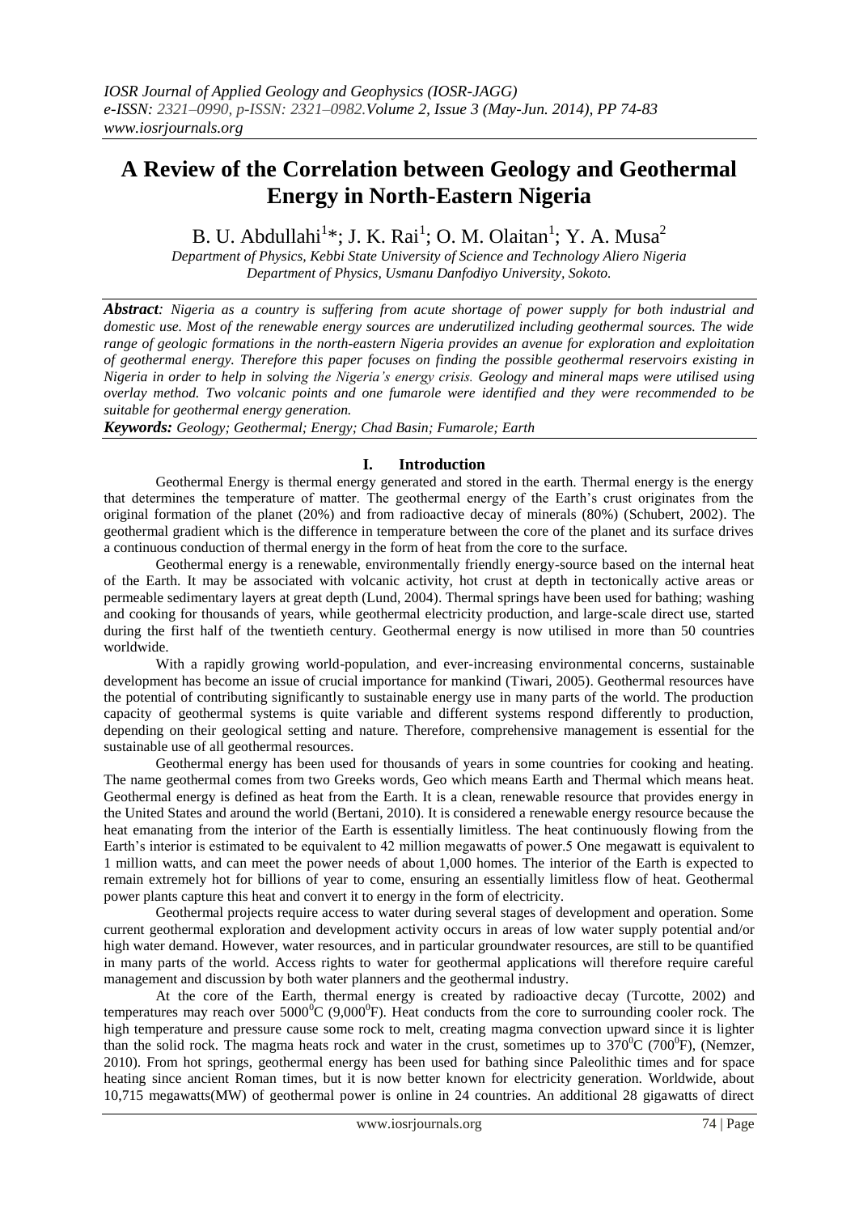# A Review of the Correlation between Geology and Geothermal Energy in North-Eastern Nigeria

B. U. Abdullahi[1]*; J. K. Rai[1]; O. M. Olaitan[1]; Y. A. Musa[2]

*Department of Physics, Kebbi State University of Science and Technology Aliero Nigeria*
*Department of Physics, Usmanu Danfodiyo University, Sokoto.*

***Abstract**: Nigeria as a country is suffering from acute shortage of power supply for both industrial and domestic use. Most of the renewable energy sources are underutilized including geothermal sources. The wide range of geologic formations in the north-eastern Nigeria provides an avenue for exploration and exploitation of geothermal energy. Therefore this paper focuses on finding the possible geothermal reservoirs existing in Nigeria in order to help in solving the Nigeria's energy crisis. Geology and mineral maps were utilised using overlay method. Two volcanic points and one fumarole were identified and they were recommended to be suitable for geothermal energy generation.*

***Keywords:** Geology; Geothermal; Energy; Chad Basin; Fumarole; Earth*

## I. Introduction

Geothermal Energy is thermal energy generated and stored in the earth. Thermal energy is the energy that determines the temperature of matter. The geothermal energy of the Earth's crust originates from the original formation of the planet (20%) and from radioactive decay of minerals (80%) (Schubert, 2002). The geothermal gradient which is the difference in temperature between the core of the planet and its surface drives a continuous conduction of thermal energy in the form of heat from the core to the surface.

Geothermal energy is a renewable, environmentally friendly energy-source based on the internal heat of the Earth. It may be associated with volcanic activity, hot crust at depth in tectonically active areas or permeable sedimentary layers at great depth (Lund, 2004). Thermal springs have been used for bathing; washing and cooking for thousands of years, while geothermal electricity production, and large-scale direct use, started during the first half of the twentieth century. Geothermal energy is now utilised in more than 50 countries worldwide.

With a rapidly growing world-population, and ever-increasing environmental concerns, sustainable development has become an issue of crucial importance for mankind (Tiwari, 2005). Geothermal resources have the potential of contributing significantly to sustainable energy use in many parts of the world. The production capacity of geothermal systems is quite variable and different systems respond differently to production, depending on their geological setting and nature. Therefore, comprehensive management is essential for the sustainable use of all geothermal resources.

Geothermal energy has been used for thousands of years in some countries for cooking and heating. The name geothermal comes from two Greeks words, Geo which means Earth and Thermal which means heat. Geothermal energy is defined as heat from the Earth. It is a clean, renewable resource that provides energy in the United States and around the world (Bertani, 2010). It is considered a renewable energy resource because the heat emanating from the interior of the Earth is essentially limitless. The heat continuously flowing from the Earth's interior is estimated to be equivalent to 42 million megawatts of power.5 One megawatt is equivalent to 1 million watts, and can meet the power needs of about 1,000 homes. The interior of the Earth is expected to remain extremely hot for billions of year to come, ensuring an essentially limitless flow of heat. Geothermal power plants capture this heat and convert it to energy in the form of electricity.

Geothermal projects require access to water during several stages of development and operation. Some current geothermal exploration and development activity occurs in areas of low water supply potential and/or high water demand. However, water resources, and in particular groundwater resources, are still to be quantified in many parts of the world. Access rights to water for geothermal applications will therefore require careful management and discussion by both water planners and the geothermal industry.

At the core of the Earth, thermal energy is created by radioactive decay (Turcotte, 2002) and temperatures may reach over $5000^0$C ($9{,}000^0$F). Heat conducts from the core to surrounding cooler rock. The high temperature and pressure cause some rock to melt, creating magma convection upward since it is lighter than the solid rock. The magma heats rock and water in the crust, sometimes up to $370^0$C ($700^0$F), (Nemzer, 2010). From hot springs, geothermal energy has been used for bathing since Paleolithic times and for space heating since ancient Roman times, but it is now better known for electricity generation. Worldwide, about 10,715 megawatts(MW) of geothermal power is online in 24 countries. An additional 28 gigawatts of direct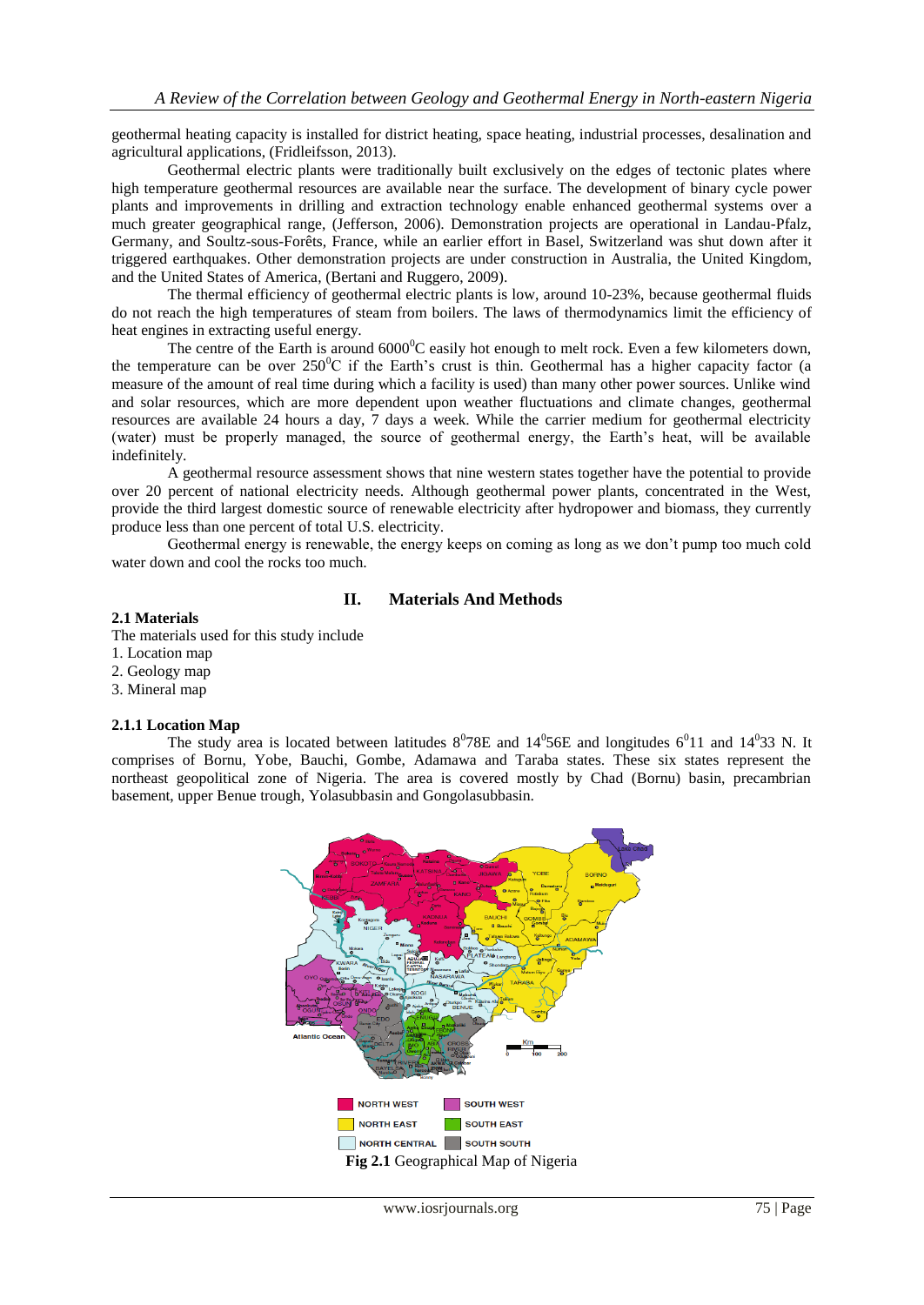geothermal heating capacity is installed for district heating, space heating, industrial processes, desalination and agricultural applications, (Fridleifsson, 2013).

Geothermal electric plants were traditionally built exclusively on the edges of tectonic plates where high temperature geothermal resources are available near the surface. The development of binary cycle power plants and improvements in drilling and extraction technology enable enhanced geothermal systems over a much greater geographical range, (Jefferson, 2006). Demonstration projects are operational in Landau-Pfalz, Germany, and Soultz-sous-Forêts, France, while an earlier effort in Basel, Switzerland was shut down after it triggered earthquakes. Other demonstration projects are under construction in Australia, the United Kingdom, and the United States of America, (Bertani and Ruggero, 2009).

The thermal efficiency of geothermal electric plants is low, around 10-23%, because geothermal fluids do not reach the high temperatures of steam from boilers. The laws of thermodynamics limit the efficiency of heat engines in extracting useful energy.

The centre of the Earth is around $6000^0$C easily hot enough to melt rock. Even a few kilometers down, the temperature can be over $250^0$C if the Earth's crust is thin. Geothermal has a higher capacity factor (a measure of the amount of real time during which a facility is used) than many other power sources. Unlike wind and solar resources, which are more dependent upon weather fluctuations and climate changes, geothermal resources are available 24 hours a day, 7 days a week. While the carrier medium for geothermal electricity (water) must be properly managed, the source of geothermal energy, the Earth's heat, will be available indefinitely.

A geothermal resource assessment shows that nine western states together have the potential to provide over 20 percent of national electricity needs. Although geothermal power plants, concentrated in the West, provide the third largest domestic source of renewable electricity after hydropower and biomass, they currently produce less than one percent of total U.S. electricity.

Geothermal energy is renewable, the energy keeps on coming as long as we don't pump too much cold water down and cool the rocks too much.

## II. Materials And Methods

### 2.1 Materials

The materials used for this study include

1. Location map
2. Geology map
3. Mineral map

### 2.1.1 Location Map

The study area is located between latitudes $8^0$78E and $14^0$56E and longitudes $6^0$11 and $14^0$33 N. It comprises of Bornu, Yobe, Bauchi, Gombe, Adamawa and Taraba states. These six states represent the northeast geopolitical zone of Nigeria. The area is covered mostly by Chad (Bornu) basin, precambrian basement, upper Benue trough, Yolasubbasin and Gongolasubbasin.

**Fig 2.1** Geographical Map of Nigeria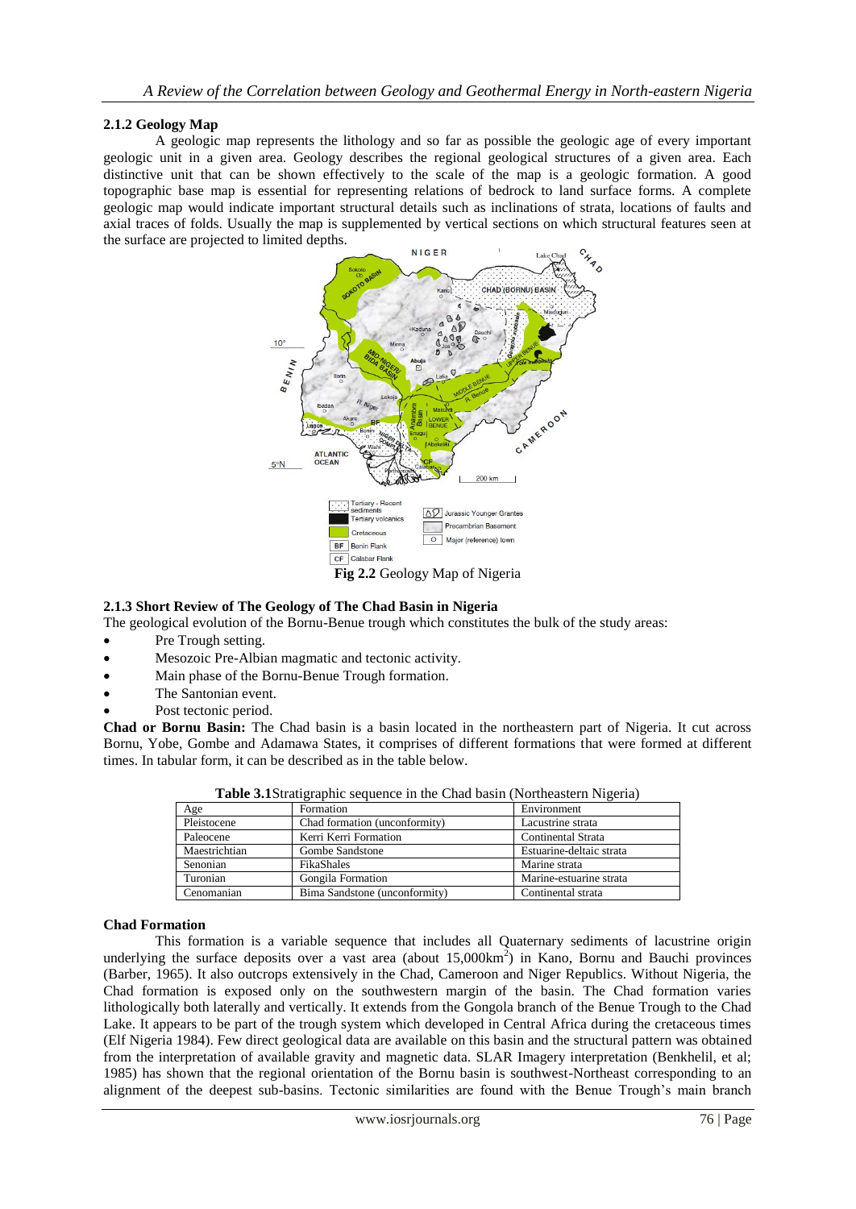### 2.1.2 Geology Map

A geologic map represents the lithology and so far as possible the geologic age of every important geologic unit in a given area. Geology describes the regional geological structures of a given area. Each distinctive unit that can be shown effectively to the scale of the map is a geologic formation. A good topographic base map is essential for representing relations of bedrock to land surface forms. A complete geologic map would indicate important structural details such as inclinations of strata, locations of faults and axial traces of folds. Usually the map is supplemented by vertical sections on which structural features seen at the surface are projected to limited depths.

**Fig 2.2** Geology Map of Nigeria

### 2.1.3 Short Review of The Geology of The Chad Basin in Nigeria

The geological evolution of the Bornu-Benue trough which constitutes the bulk of the study areas:

- Pre Trough setting.
- Mesozoic Pre-Albian magmatic and tectonic activity.
- Main phase of the Bornu-Benue Trough formation.
- The Santonian event.
- Post tectonic period.

**Chad or Bornu Basin:** The Chad basin is a basin located in the northeastern part of Nigeria. It cut across Bornu, Yobe, Gombe and Adamawa States, it comprises of different formations that were formed at different times. In tabular form, it can be described as in the table below.

**Table 3.1** Stratigraphic sequence in the Chad basin (Northeastern Nigeria)

| Age | Formation | Environment |
|---|---|---|
| Pleistocene | Chad formation (unconformity) | Lacustrine strata |
| Paleocene | Kerri Kerri Formation | Continental Strata |
| Maestrichtian | Gombe Sandstone | Estuarine-deltaic strata |
| Senonian | FikaShales | Marine strata |
| Turonian | Gongila Formation | Marine-estuarine strata |
| Cenomanian | Bima Sandstone (unconformity) | Continental strata |

**Chad Formation**

This formation is a variable sequence that includes all Quaternary sediments of lacustrine origin underlying the surface deposits over a vast area (about 15,000km$^2$) in Kano, Bornu and Bauchi provinces (Barber, 1965). It also outcrops extensively in the Chad, Cameroon and Niger Republics. Without Nigeria, the Chad formation is exposed only on the southwestern margin of the basin. The Chad formation varies lithologically both laterally and vertically. It extends from the Gongola branch of the Benue Trough to the Chad Lake. It appears to be part of the trough system which developed in Central Africa during the cretaceous times (Elf Nigeria 1984). Few direct geological data are available on this basin and the structural pattern was obtained from the interpretation of available gravity and magnetic data. SLAR Imagery interpretation (Benkhelil, et al; 1985) has shown that the regional orientation of the Bornu basin is southwest-Northeast corresponding to an alignment of the deepest sub-basins. Tectonic similarities are found with the Benue Trough's main branch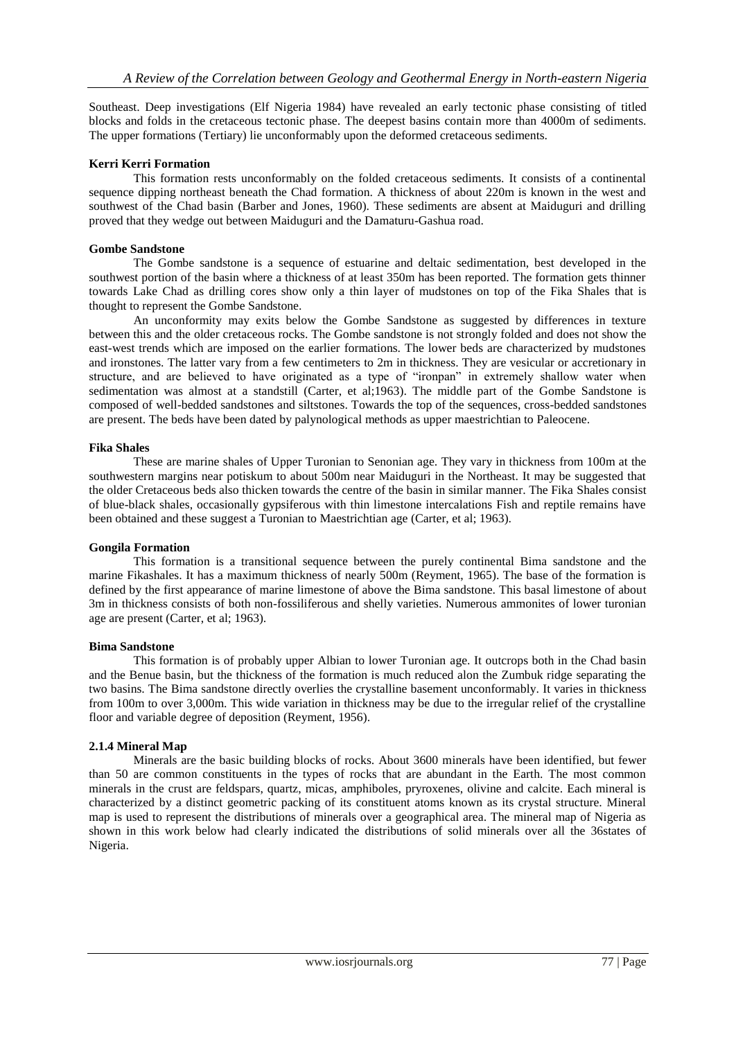Southeast. Deep investigations (Elf Nigeria 1984) have revealed an early tectonic phase consisting of titled blocks and folds in the cretaceous tectonic phase. The deepest basins contain more than 4000m of sediments. The upper formations (Tertiary) lie unconformably upon the deformed cretaceous sediments.

**Kerri Kerri Formation**

This formation rests unconformably on the folded cretaceous sediments. It consists of a continental sequence dipping northeast beneath the Chad formation. A thickness of about 220m is known in the west and southwest of the Chad basin (Barber and Jones, 1960). These sediments are absent at Maiduguri and drilling proved that they wedge out between Maiduguri and the Damaturu-Gashua road.

**Gombe Sandstone**

The Gombe sandstone is a sequence of estuarine and deltaic sedimentation, best developed in the southwest portion of the basin where a thickness of at least 350m has been reported. The formation gets thinner towards Lake Chad as drilling cores show only a thin layer of mudstones on top of the Fika Shales that is thought to represent the Gombe Sandstone.

An unconformity may exits below the Gombe Sandstone as suggested by differences in texture between this and the older cretaceous rocks. The Gombe sandstone is not strongly folded and does not show the east-west trends which are imposed on the earlier formations. The lower beds are characterized by mudstones and ironstones. The latter vary from a few centimeters to 2m in thickness. They are vesicular or accretionary in structure, and are believed to have originated as a type of "ironpan" in extremely shallow water when sedimentation was almost at a standstill (Carter, et al;1963). The middle part of the Gombe Sandstone is composed of well-bedded sandstones and siltstones. Towards the top of the sequences, cross-bedded sandstones are present. The beds have been dated by palynological methods as upper maestrichtian to Paleocene.

**Fika Shales**

These are marine shales of Upper Turonian to Senonian age. They vary in thickness from 100m at the southwestern margins near potiskum to about 500m near Maiduguri in the Northeast. It may be suggested that the older Cretaceous beds also thicken towards the centre of the basin in similar manner. The Fika Shales consist of blue-black shales, occasionally gypsiferous with thin limestone intercalations Fish and reptile remains have been obtained and these suggest a Turonian to Maestrichtian age (Carter, et al; 1963).

**Gongila Formation**

This formation is a transitional sequence between the purely continental Bima sandstone and the marine Fikashales. It has a maximum thickness of nearly 500m (Reyment, 1965). The base of the formation is defined by the first appearance of marine limestone of above the Bima sandstone. This basal limestone of about 3m in thickness consists of both non-fossiliferous and shelly varieties. Numerous ammonites of lower turonian age are present (Carter, et al; 1963).

**Bima Sandstone**

This formation is of probably upper Albian to lower Turonian age. It outcrops both in the Chad basin and the Benue basin, but the thickness of the formation is much reduced alon the Zumbuk ridge separating the two basins. The Bima sandstone directly overlies the crystalline basement unconformably. It varies in thickness from 100m to over 3,000m. This wide variation in thickness may be due to the irregular relief of the crystalline floor and variable degree of deposition (Reyment, 1956).

**2.1.4 Mineral Map**

Minerals are the basic building blocks of rocks. About 3600 minerals have been identified, but fewer than 50 are common constituents in the types of rocks that are abundant in the Earth. The most common minerals in the crust are feldspars, quartz, micas, amphiboles, pryroxenes, olivine and calcite. Each mineral is characterized by a distinct geometric packing of its constituent atoms known as its crystal structure. Mineral map is used to represent the distributions of minerals over a geographical area. The mineral map of Nigeria as shown in this work below had clearly indicated the distributions of solid minerals over all the 36states of Nigeria.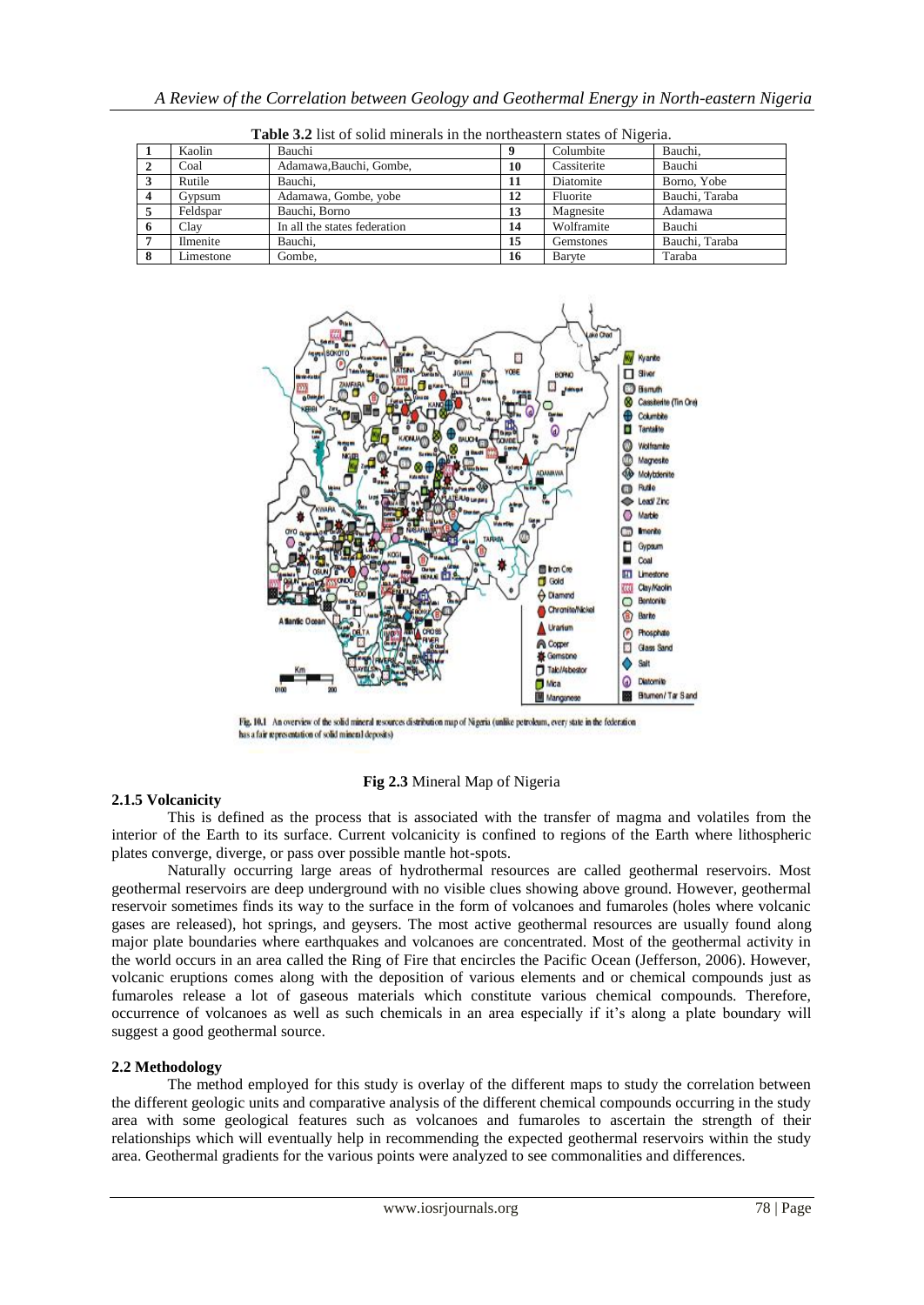**Table 3.2** list of solid minerals in the northeastern states of Nigeria.

| | | | | | |
|---|---|---|---|---|---|
| **1** | Kaolin | Bauchi | **9** | Columbite | Bauchi, |
| **2** | Coal | Adamawa,Bauchi, Gombe, | **10** | Cassiterite | Bauchi |
| **3** | Rutile | Bauchi, | **11** | Diatomite | Borno, Yobe |
| **4** | Gypsum | Adamawa, Gombe, yobe | **12** | Fluorite | Bauchi, Taraba |
| **5** | Feldspar | Bauchi, Borno | **13** | Magnesite | Adamawa |
| **6** | Clay | In all the states federation | **14** | Wolframite | Bauchi |
| **7** | Ilmenite | Bauchi, | **15** | Gemstones | Bauchi, Taraba |
| **8** | Limestone | Gombe, | **16** | Baryte | Taraba |

Fig. 10.1 An overview of the solid mineral resources distribution map of Nigeria (unlike petroleum, every state in the federation has a fair representation of solid mineral deposits)

**Fig 2.3** Mineral Map of Nigeria

### 2.1.5 Volcanicity

This is defined as the process that is associated with the transfer of magma and volatiles from the interior of the Earth to its surface. Current volcanicity is confined to regions of the Earth where lithospheric plates converge, diverge, or pass over possible mantle hot-spots.

Naturally occurring large areas of hydrothermal resources are called geothermal reservoirs. Most geothermal reservoirs are deep underground with no visible clues showing above ground. However, geothermal reservoir sometimes finds its way to the surface in the form of volcanoes and fumaroles (holes where volcanic gases are released), hot springs, and geysers. The most active geothermal resources are usually found along major plate boundaries where earthquakes and volcanoes are concentrated. Most of the geothermal activity in the world occurs in an area called the Ring of Fire that encircles the Pacific Ocean (Jefferson, 2006). However, volcanic eruptions comes along with the deposition of various elements and or chemical compounds just as fumaroles release a lot of gaseous materials which constitute various chemical compounds. Therefore, occurrence of volcanoes as well as such chemicals in an area especially if it's along a plate boundary will suggest a good geothermal source.

### 2.2 Methodology

The method employed for this study is overlay of the different maps to study the correlation between the different geologic units and comparative analysis of the different chemical compounds occurring in the study area with some geological features such as volcanoes and fumaroles to ascertain the strength of their relationships which will eventually help in recommending the expected geothermal reservoirs within the study area. Geothermal gradients for the various points were analyzed to see commonalities and differences.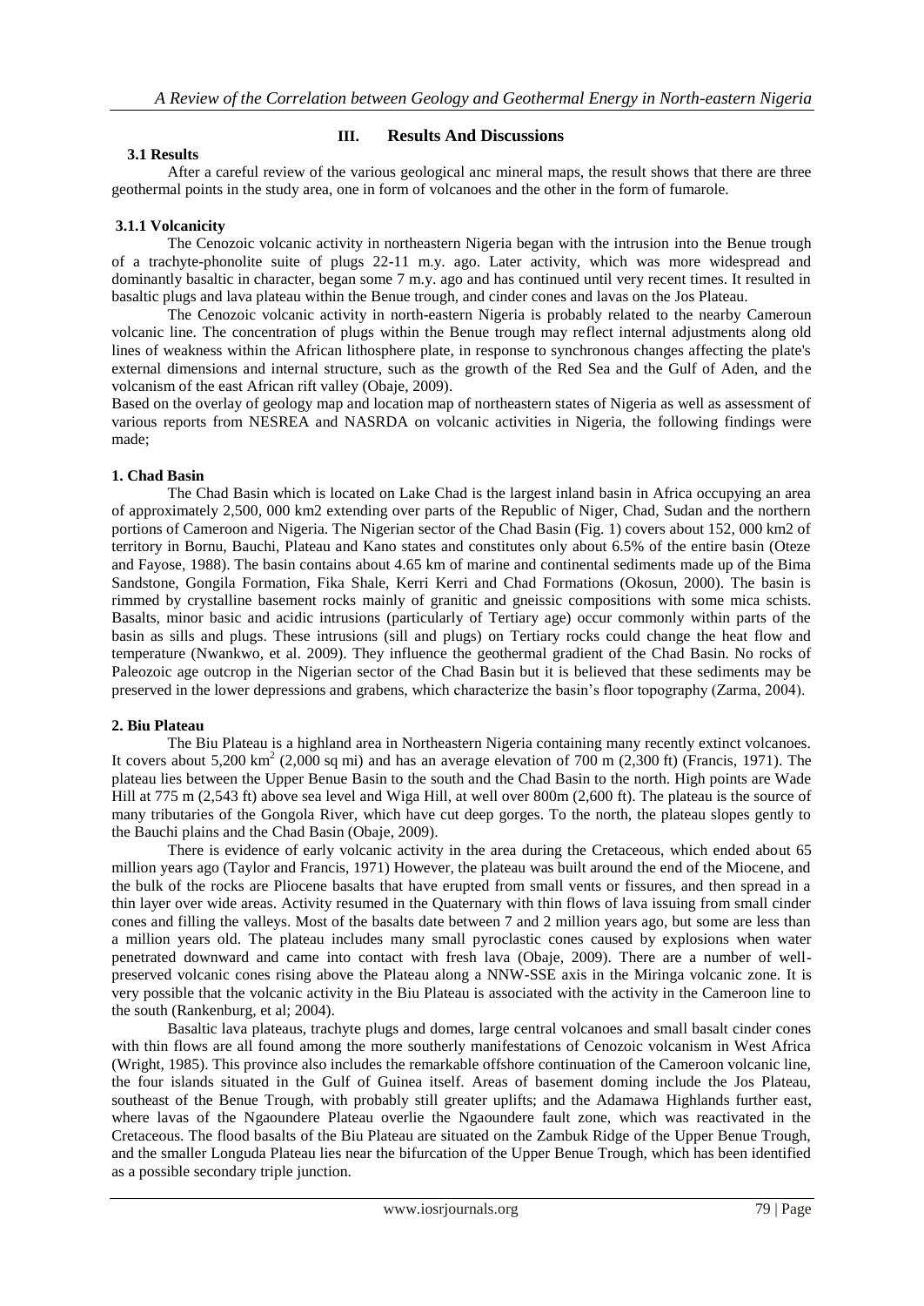## III. Results And Discussions

### 3.1 Results

After a careful review of the various geological anc mineral maps, the result shows that there are three geothermal points in the study area, one in form of volcanoes and the other in the form of fumarole.

#### 3.1.1 Volcanicity

The Cenozoic volcanic activity in northeastern Nigeria began with the intrusion into the Benue trough of a trachyte-phonolite suite of plugs 22-11 m.y. ago. Later activity, which was more widespread and dominantly basaltic in character, began some 7 m.y. ago and has continued until very recent times. It resulted in basaltic plugs and lava plateau within the Benue trough, and cinder cones and lavas on the Jos Plateau.

The Cenozoic volcanic activity in north-eastern Nigeria is probably related to the nearby Cameroun volcanic line. The concentration of plugs within the Benue trough may reflect internal adjustments along old lines of weakness within the African lithosphere plate, in response to synchronous changes affecting the plate's external dimensions and internal structure, such as the growth of the Red Sea and the Gulf of Aden, and the volcanism of the east African rift valley (Obaje, 2009).

Based on the overlay of geology map and location map of northeastern states of Nigeria as well as assessment of various reports from NESREA and NASRDA on volcanic activities in Nigeria, the following findings were made;

**1. Chad Basin**

The Chad Basin which is located on Lake Chad is the largest inland basin in Africa occupying an area of approximately 2,500, 000 km2 extending over parts of the Republic of Niger, Chad, Sudan and the northern portions of Cameroon and Nigeria. The Nigerian sector of the Chad Basin (Fig. 1) covers about 152, 000 km2 of territory in Bornu, Bauchi, Plateau and Kano states and constitutes only about 6.5% of the entire basin (Oteze and Fayose, 1988). The basin contains about 4.65 km of marine and continental sediments made up of the Bima Sandstone, Gongila Formation, Fika Shale, Kerri Kerri and Chad Formations (Okosun, 2000). The basin is rimmed by crystalline basement rocks mainly of granitic and gneissic compositions with some mica schists. Basalts, minor basic and acidic intrusions (particularly of Tertiary age) occur commonly within parts of the basin as sills and plugs. These intrusions (sill and plugs) on Tertiary rocks could change the heat flow and temperature (Nwankwo, et al. 2009). They influence the geothermal gradient of the Chad Basin. No rocks of Paleozoic age outcrop in the Nigerian sector of the Chad Basin but it is believed that these sediments may be preserved in the lower depressions and grabens, which characterize the basin's floor topography (Zarma, 2004).

**2. Biu Plateau**

The Biu Plateau is a highland area in Northeastern Nigeria containing many recently extinct volcanoes. It covers about 5,200 $km^2$ (2,000 sq mi) and has an average elevation of 700 m (2,300 ft) (Francis, 1971). The plateau lies between the Upper Benue Basin to the south and the Chad Basin to the north. High points are Wade Hill at 775 m (2,543 ft) above sea level and Wiga Hill, at well over 800m (2,600 ft). The plateau is the source of many tributaries of the Gongola River, which have cut deep gorges. To the north, the plateau slopes gently to the Bauchi plains and the Chad Basin (Obaje, 2009).

There is evidence of early volcanic activity in the area during the Cretaceous, which ended about 65 million years ago (Taylor and Francis, 1971) However, the plateau was built around the end of the Miocene, and the bulk of the rocks are Pliocene basalts that have erupted from small vents or fissures, and then spread in a thin layer over wide areas. Activity resumed in the Quaternary with thin flows of lava issuing from small cinder cones and filling the valleys. Most of the basalts date between 7 and 2 million years ago, but some are less than a million years old. The plateau includes many small pyroclastic cones caused by explosions when water penetrated downward and came into contact with fresh lava (Obaje, 2009). There are a number of well-preserved volcanic cones rising above the Plateau along a NNW-SSE axis in the Miringa volcanic zone. It is very possible that the volcanic activity in the Biu Plateau is associated with the activity in the Cameroon line to the south (Rankenburg, et al; 2004).

Basaltic lava plateaus, trachyte plugs and domes, large central volcanoes and small basalt cinder cones with thin flows are all found among the more southerly manifestations of Cenozoic volcanism in West Africa (Wright, 1985). This province also includes the remarkable offshore continuation of the Cameroon volcanic line, the four islands situated in the Gulf of Guinea itself. Areas of basement doming include the Jos Plateau, southeast of the Benue Trough, with probably still greater uplifts; and the Adamawa Highlands further east, where lavas of the Ngaoundere Plateau overlie the Ngaoundere fault zone, which was reactivated in the Cretaceous. The flood basalts of the Biu Plateau are situated on the Zambuk Ridge of the Upper Benue Trough, and the smaller Longuda Plateau lies near the bifurcation of the Upper Benue Trough, which has been identified as a possible secondary triple junction.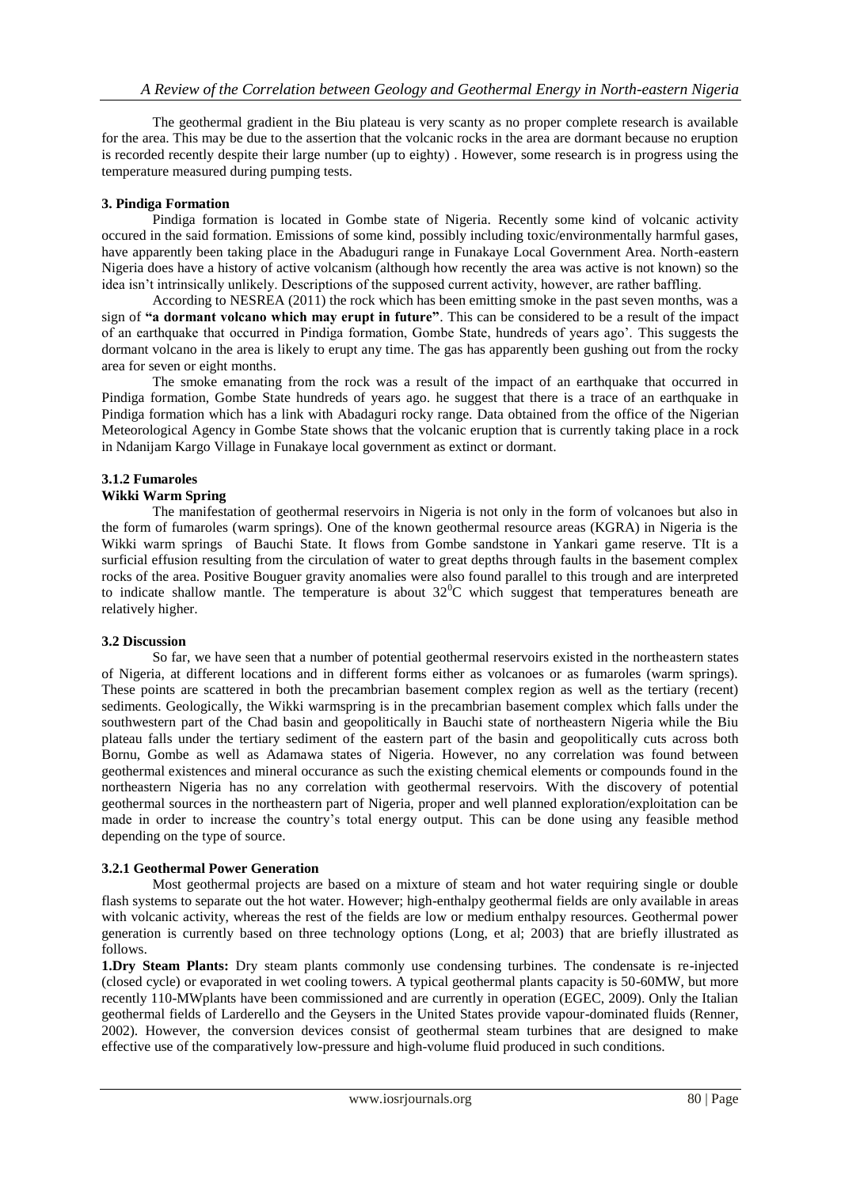The geothermal gradient in the Biu plateau is very scanty as no proper complete research is available for the area. This may be due to the assertion that the volcanic rocks in the area are dormant because no eruption is recorded recently despite their large number (up to eighty) . However, some research is in progress using the temperature measured during pumping tests.

### 3. Pindiga Formation

Pindiga formation is located in Gombe state of Nigeria. Recently some kind of volcanic activity occured in the said formation. Emissions of some kind, possibly including toxic/environmentally harmful gases, have apparently been taking place in the Abaduguri range in Funakaye Local Government Area. North-eastern Nigeria does have a history of active volcanism (although how recently the area was active is not known) so the idea isn't intrinsically unlikely. Descriptions of the supposed current activity, however, are rather baffling.

According to NESREA (2011) the rock which has been emitting smoke in the past seven months, was a sign of **"a dormant volcano which may erupt in future"**. This can be considered to be a result of the impact of an earthquake that occurred in Pindiga formation, Gombe State, hundreds of years ago'. This suggests the dormant volcano in the area is likely to erupt any time. The gas has apparently been gushing out from the rocky area for seven or eight months.

The smoke emanating from the rock was a result of the impact of an earthquake that occurred in Pindiga formation, Gombe State hundreds of years ago. he suggest that there is a trace of an earthquake in Pindiga formation which has a link with Abadaguri rocky range. Data obtained from the office of the Nigerian Meteorological Agency in Gombe State shows that the volcanic eruption that is currently taking place in a rock in Ndanijam Kargo Village in Funakaye local government as extinct or dormant.

### 3.1.2 Fumaroles

**Wikki Warm Spring**

The manifestation of geothermal reservoirs in Nigeria is not only in the form of volcanoes but also in the form of fumaroles (warm springs). One of the known geothermal resource areas (KGRA) in Nigeria is the Wikki warm springs of Bauchi State. It flows from Gombe sandstone in Yankari game reserve. TIt is a surficial effusion resulting from the circulation of water to great depths through faults in the basement complex rocks of the area. Positive Bouguer gravity anomalies were also found parallel to this trough and are interpreted to indicate shallow mantle. The temperature is about $32^0$C which suggest that temperatures beneath are relatively higher.

### 3.2 Discussion

So far, we have seen that a number of potential geothermal reservoirs existed in the northeastern states of Nigeria, at different locations and in different forms either as volcanoes or as fumaroles (warm springs). These points are scattered in both the precambrian basement complex region as well as the tertiary (recent) sediments. Geologically, the Wikki warmspring is in the precambrian basement complex which falls under the southwestern part of the Chad basin and geopolitically in Bauchi state of northeastern Nigeria while the Biu plateau falls under the tertiary sediment of the eastern part of the basin and geopolitically cuts across both Bornu, Gombe as well as Adamawa states of Nigeria. However, no any correlation was found between geothermal existences and mineral occurance as such the existing chemical elements or compounds found in the northeastern Nigeria has no any correlation with geothermal reservoirs. With the discovery of potential geothermal sources in the northeastern part of Nigeria, proper and well planned exploration/exploitation can be made in order to increase the country's total energy output. This can be done using any feasible method depending on the type of source.

### 3.2.1 Geothermal Power Generation

Most geothermal projects are based on a mixture of steam and hot water requiring single or double flash systems to separate out the hot water. However; high-enthalpy geothermal fields are only available in areas with volcanic activity, whereas the rest of the fields are low or medium enthalpy resources. Geothermal power generation is currently based on three technology options (Long, et al; 2003) that are briefly illustrated as follows.

**1.Dry Steam Plants:** Dry steam plants commonly use condensing turbines. The condensate is re-injected (closed cycle) or evaporated in wet cooling towers. A typical geothermal plants capacity is 50-60MW, but more recently 110-MWplants have been commissioned and are currently in operation (EGEC, 2009). Only the Italian geothermal fields of Larderello and the Geysers in the United States provide vapour-dominated fluids (Renner, 2002). However, the conversion devices consist of geothermal steam turbines that are designed to make effective use of the comparatively low-pressure and high-volume fluid produced in such conditions.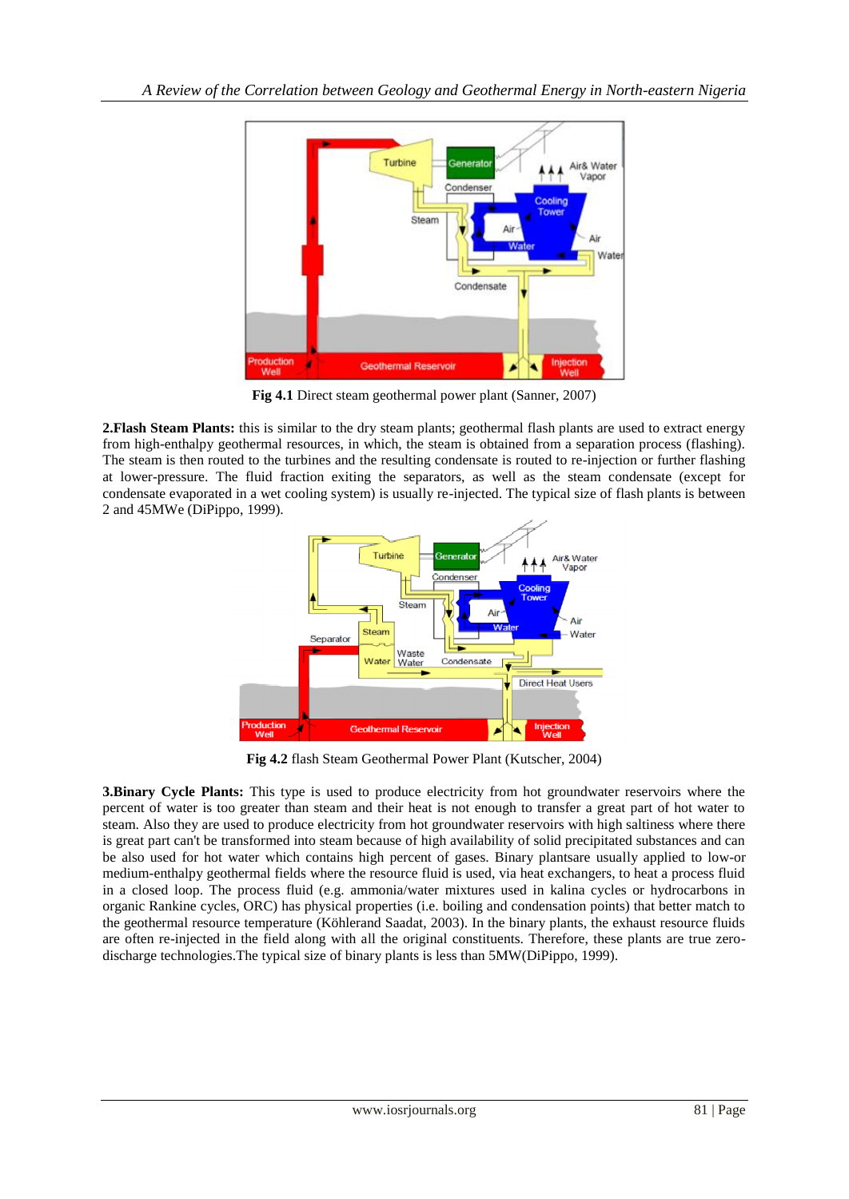**Fig 4.1** Direct steam geothermal power plant (Sanner, 2007)

**2.Flash Steam Plants:** this is similar to the dry steam plants; geothermal flash plants are used to extract energy from high-enthalpy geothermal resources, in which, the steam is obtained from a separation process (flashing). The steam is then routed to the turbines and the resulting condensate is routed to re-injection or further flashing at lower-pressure. The fluid fraction exiting the separators, as well as the steam condensate (except for condensate evaporated in a wet cooling system) is usually re-injected. The typical size of flash plants is between 2 and 45MWe (DiPippo, 1999).

**Fig 4.2** flash Steam Geothermal Power Plant (Kutscher, 2004)

**3.Binary Cycle Plants:** This type is used to produce electricity from hot groundwater reservoirs where the percent of water is too greater than steam and their heat is not enough to transfer a great part of hot water to steam. Also they are used to produce electricity from hot groundwater reservoirs with high saltiness where there is great part can't be transformed into steam because of high availability of solid precipitated substances and can be also used for hot water which contains high percent of gases. Binary plantsare usually applied to low-or medium-enthalpy geothermal fields where the resource fluid is used, via heat exchangers, to heat a process fluid in a closed loop. The process fluid (e.g. ammonia/water mixtures used in kalina cycles or hydrocarbons in organic Rankine cycles, ORC) has physical properties (i.e. boiling and condensation points) that better match to the geothermal resource temperature (Köhlerand Saadat, 2003). In the binary plants, the exhaust resource fluids are often re-injected in the field along with all the original constituents. Therefore, these plants are true zero-discharge technologies.The typical size of binary plants is less than 5MW(DiPippo, 1999).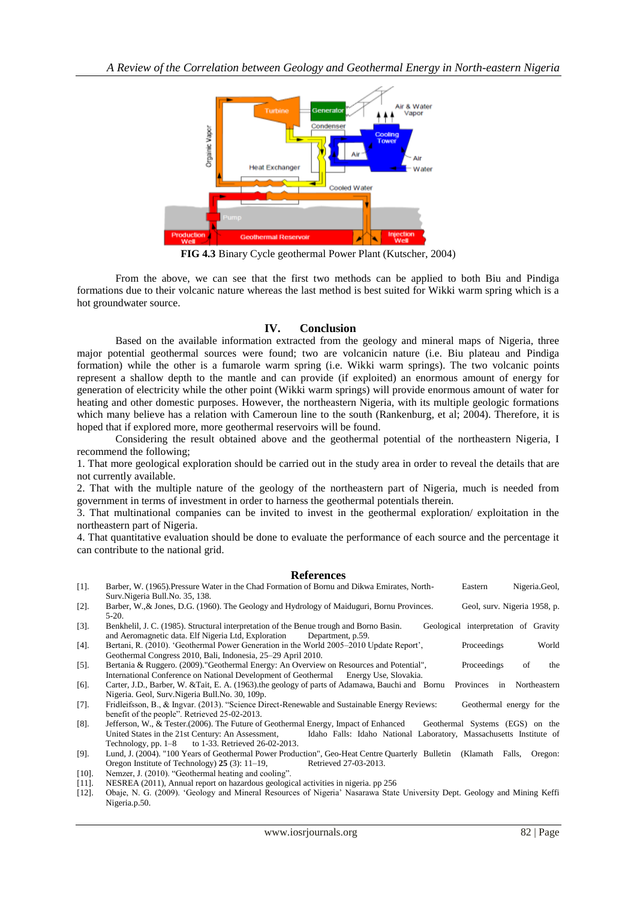**FIG 4.3** Binary Cycle geothermal Power Plant (Kutscher, 2004)

From the above, we can see that the first two methods can be applied to both Biu and Pindiga formations due to their volcanic nature whereas the last method is best suited for Wikki warm spring which is a hot groundwater source.

## IV. Conclusion

Based on the available information extracted from the geology and mineral maps of Nigeria, three major potential geothermal sources were found; two are volcanicin nature (i.e. Biu plateau and Pindiga formation) while the other is a fumarole warm spring (i.e. Wikki warm springs). The two volcanic points represent a shallow depth to the mantle and can provide (if exploited) an enormous amount of energy for generation of electricity while the other point (Wikki warm springs) will provide enormous amount of water for heating and other domestic purposes. However, the northeastern Nigeria, with its multiple geologic formations which many believe has a relation with Cameroun line to the south (Rankenburg, et al; 2004). Therefore, it is hoped that if explored more, more geothermal reservoirs will be found.

Considering the result obtained above and the geothermal potential of the northeastern Nigeria, I recommend the following;

1. That more geological exploration should be carried out in the study area in order to reveal the details that are not currently available.
2. That with the multiple nature of the geology of the northeastern part of Nigeria, much is needed from government in terms of investment in order to harness the geothermal potentials therein.
3. That multinational companies can be invited to invest in the geothermal exploration/ exploitation in the northeastern part of Nigeria.
4. That quantitative evaluation should be done to evaluate the performance of each source and the percentage it can contribute to the national grid.

## References

[1]. Barber, W. (1965).Pressure Water in the Chad Formation of Bornu and Dikwa Emirates, North-Eastern Nigeria.Geol, Surv.Nigeria Bull.No. 35, 138.

[2]. Barber, W.,& Jones, D.G. (1960). The Geology and Hydrology of Maiduguri, Bornu Provinces. Geol, surv. Nigeria 1958, p. 5-20.

[3]. Benkhelil, J. C. (1985). Structural interpretation of the Benue trough and Borno Basin. Geological interpretation of Gravity and Aeromagnetic data. Elf Nigeria Ltd, Exploration Department, p.59.

[4]. Bertani, R. (2010). 'Geothermal Power Generation in the World 2005–2010 Update Report', Proceedings World Geothermal Congress 2010, Bali, Indonesia, 25–29 April 2010.

[5]. Bertania & Ruggero. (2009)."Geothermal Energy: An Overview on Resources and Potential", Proceedings of the International Conference on National Development of Geothermal Energy Use, Slovakia.

[6]. Carter, J.D., Barber, W. &Tait, E. A. (1963).the geology of parts of Adamawa, Bauchi and Bornu Provinces in Northeastern Nigeria. Geol, Surv.Nigeria Bull.No. 30, 109p.

[7]. Fridleifsson, B., & Ingvar. (2013). "Science Direct-Renewable and Sustainable Energy Reviews: Geothermal energy for the benefit of the people". Retrieved 25-02-2013.

[8]. Jefferson, W., & Tester.(2006). The Future of Geothermal Energy, Impact of Enhanced Geothermal Systems (EGS) on the United States in the 21st Century: An Assessment, Idaho Falls: Idaho National Laboratory, Massachusetts Institute of Technology, pp. 1–8 to 1-33. Retrieved 26-02-2013.

[9]. Lund, J. (2004). "100 Years of Geothermal Power Production", Geo-Heat Centre Quarterly Bulletin (Klamath Falls, Oregon: Oregon Institute of Technology) **25** (3): 11–19, Retrieved 27-03-2013.

[10]. Nemzer, J. (2010). "Geothermal heating and cooling".

[11]. NESREA (2011), Annual report on hazardous geological activities in nigeria. pp 256

[12]. Obaje, N. G. (2009). 'Geology and Mineral Resources of Nigeria' Nasarawa State University Dept. Geology and Mining Keffi Nigeria.p.50.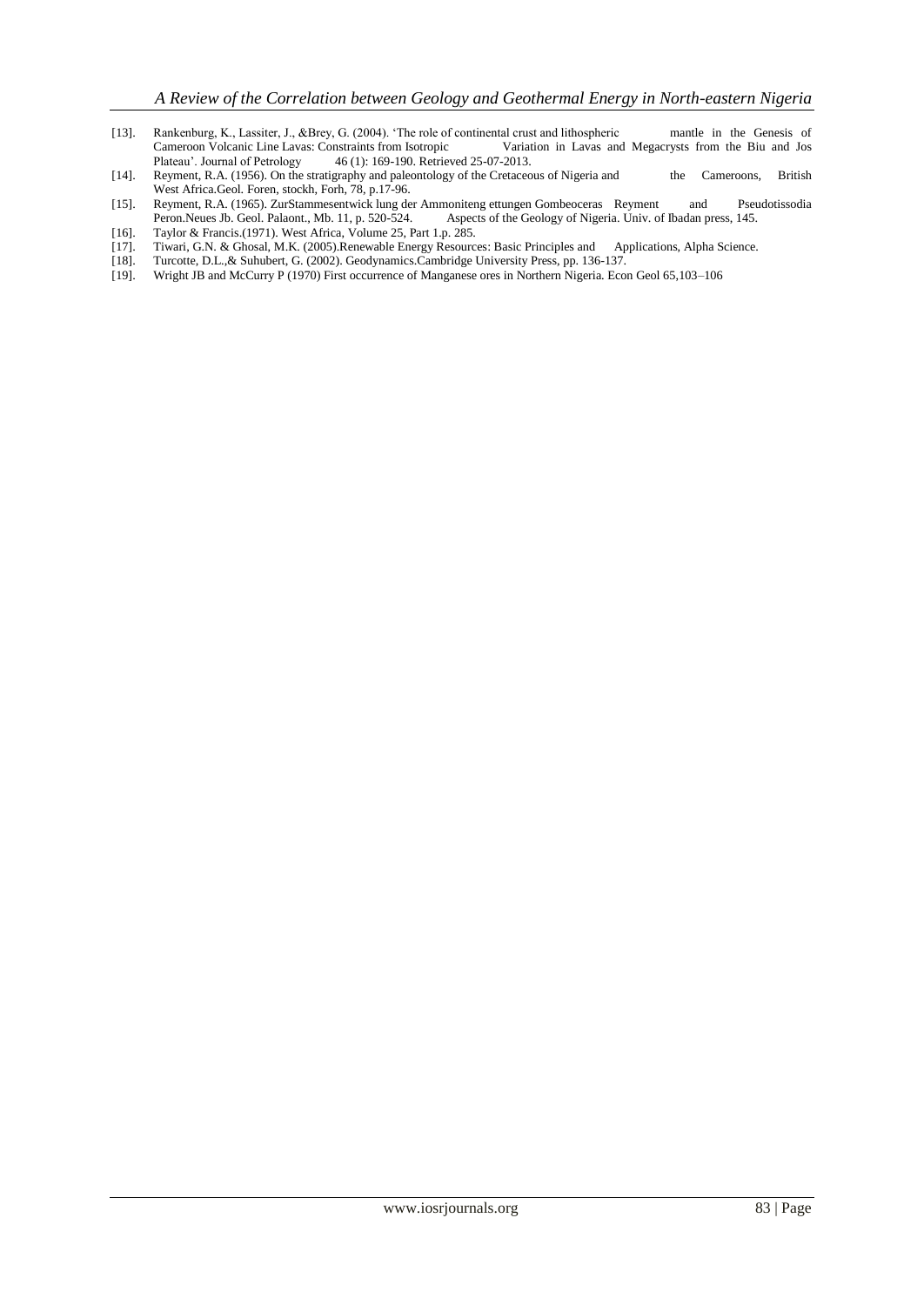[13]. Rankenburg, K., Lassiter, J., &Brey, G. (2004). 'The role of continental crust and lithospheric mantle in the Genesis of Cameroon Volcanic Line Lavas: Constraints from Isotropic Variation in Lavas and Megacrysts from the Biu and Jos Plateau'. Journal of Petrology 46 (1): 169-190. Retrieved 25-07-2013.

[14]. Reyment, R.A. (1956). On the stratigraphy and paleontology of the Cretaceous of Nigeria and the Cameroons, British West Africa.Geol. Foren, stockh, Forh, 78, p.17-96.

[15]. Reyment, R.A. (1965). ZurStammesentwick lung der Ammoniteng ettungen Gombeoceras Reyment and Pseudotissodia Peron.Neues Jb. Geol. Palaont., Mb. 11, p. 520-524. Aspects of the Geology of Nigeria. Univ. of Ibadan press, 145.

[16]. Taylor & Francis.(1971). West Africa, Volume 25, Part 1.p. 285.

[17]. Tiwari, G.N. & Ghosal, M.K. (2005).Renewable Energy Resources: Basic Principles and Applications, Alpha Science.

[18]. Turcotte, D.L.,& Suhubert, G. (2002). Geodynamics.Cambridge University Press, pp. 136-137.

[19]. Wright JB and McCurry P (1970) First occurrence of Manganese ores in Northern Nigeria. Econ Geol 65,103–106